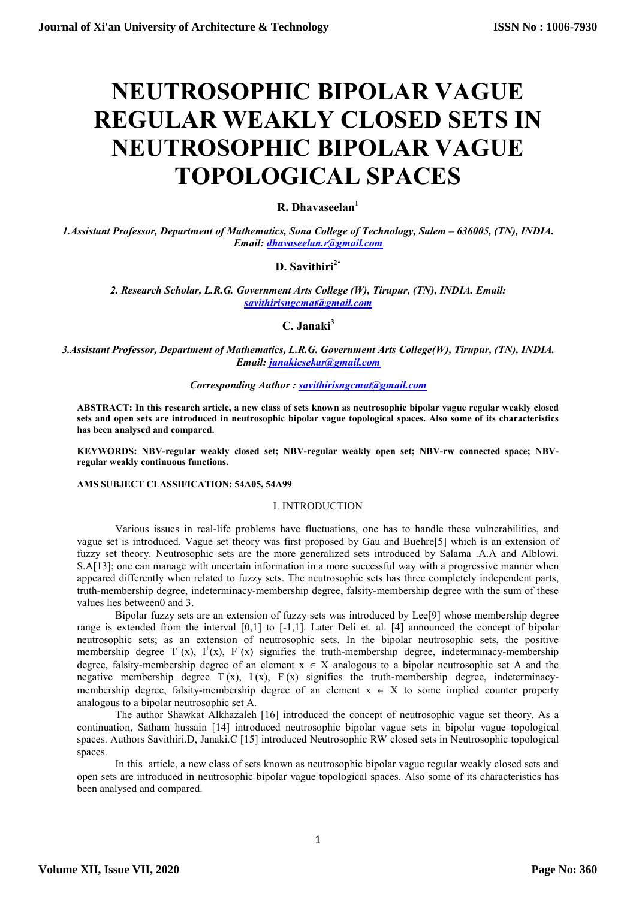# NEUTROSOPHIC BIPOLAR VAGUE REGULAR WEAKLY CLOSED SETS IN NEUTROSOPHIC BIPOLAR VAGUE TOPOLOGICAL SPACES

**R. Dhavaseelan[1]**

*1.Assistant Professor, Department of Mathematics, Sona College of Technology, Salem – 636005, (TN), INDIA. Email: dhavaseelan.r@gmail.com*

**D. Savithiri[2*]**

*2. Research Scholar, L.R.G. Government Arts College (W), Tirupur, (TN), INDIA. Email: savithirisngcmat@gmail.com*

**C. Janaki[3]**

*3.Assistant Professor, Department of Mathematics, L.R.G. Government Arts College(W), Tirupur, (TN), INDIA. Email: janakicsekar@gmail.com*

*Corresponding Author : savithirisngcmat@gmail.com*

**ABSTRACT: In this research article, a new class of sets known as neutrosophic bipolar vague regular weakly closed sets and open sets are introduced in neutrosophic bipolar vague topological spaces. Also some of its characteristics has been analysed and compared.**

**KEYWORDS: NBV-regular weakly closed set; NBV-regular weakly open set; NBV-rw connected space; NBV-regular weakly continuous functions.**

**AMS SUBJECT CLASSIFICATION: 54A05, 54A99**

## I. INTRODUCTION

Various issues in real-life problems have fluctuations, one has to handle these vulnerabilities, and vague set is introduced. Vague set theory was first proposed by Gau and Buehre[5] which is an extension of fuzzy set theory. Neutrosophic sets are the more generalized sets introduced by Salama .A.A and Alblowi. S.A[13]; one can manage with uncertain information in a more successful way with a progressive manner when appeared differently when related to fuzzy sets. The neutrosophic sets has three completely independent parts, truth-membership degree, indeterminacy-membership degree, falsity-membership degree with the sum of these values lies between0 and 3.

Bipolar fuzzy sets are an extension of fuzzy sets was introduced by Lee[9] whose membership degree range is extended from the interval [0,1] to [-1,1]. Later Deli et. al. [4] announced the concept of bipolar neutrosophic sets; as an extension of neutrosophic sets. In the bipolar neutrosophic sets, the positive membership degree $T^+(x)$, $I^+(x)$, $F^+(x)$ signifies the truth-membership degree, indeterminacy-membership degree, falsity-membership degree of an element $x \in X$ analogous to a bipolar neutrosophic set A and the negative membership degree $T^-(x)$, $I^-(x)$, $F^-(x)$ signifies the truth-membership degree, indeterminacy-membership degree, falsity-membership degree of an element $x \in X$ to some implied counter property analogous to a bipolar neutrosophic set A.

The author Shawkat Alkhazaleh [16] introduced the concept of neutrosophic vague set theory. As a continuation, Satham hussain [14] introduced neutrosophic bipolar vague sets in bipolar vague topological spaces. Authors Savithiri.D, Janaki.C [15] introduced Neutrosophic RW closed sets in Neutrosophic topological spaces.

In this article, a new class of sets known as neutrosophic bipolar vague regular weakly closed sets and open sets are introduced in neutrosophic bipolar vague topological spaces. Also some of its characteristics has been analysed and compared.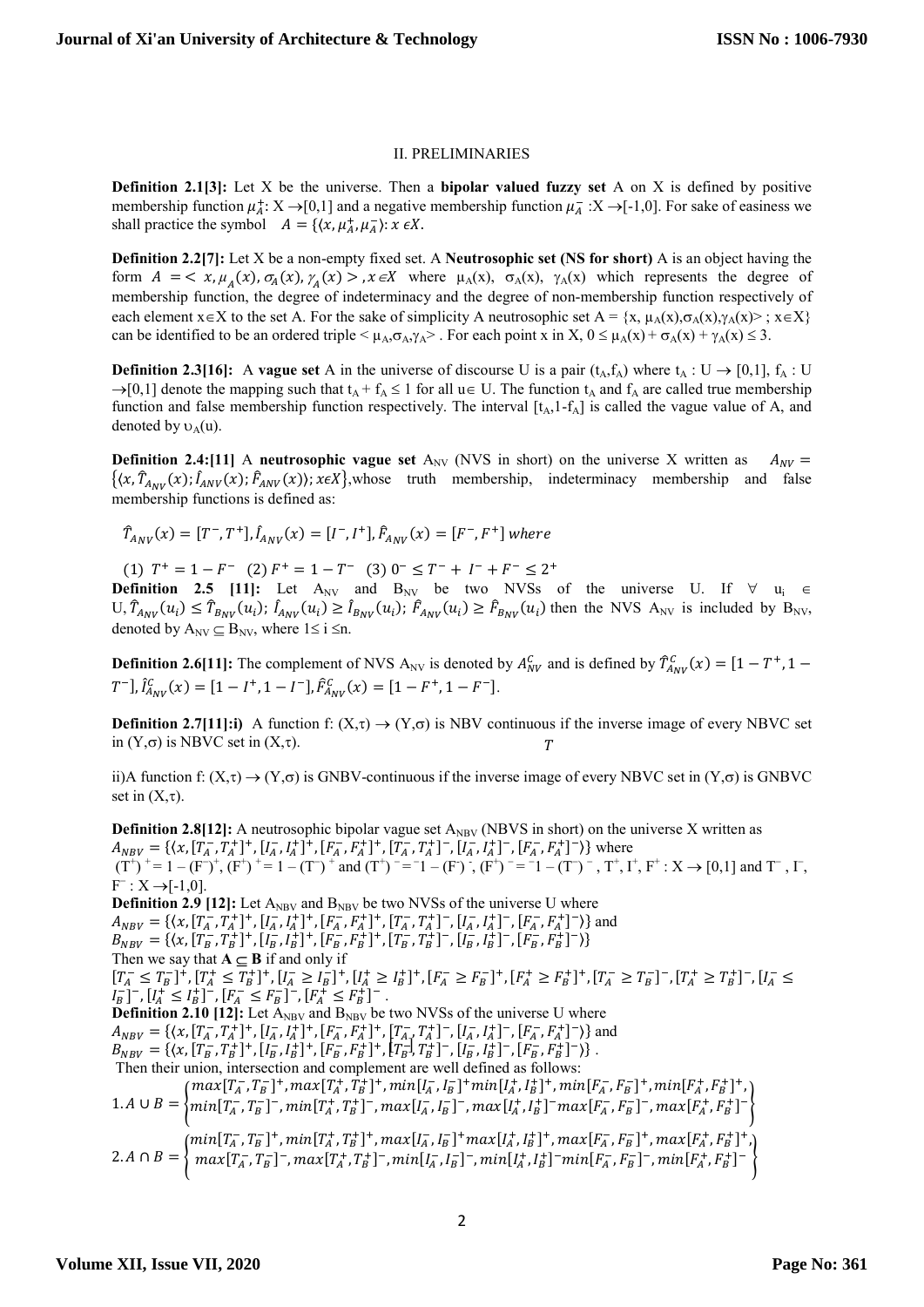## II. PRELIMINARIES

**Definition 2.1[3]:** Let X be the universe. Then a **bipolar valued fuzzy set** A on X is defined by positive membership function $\mu_A^+$: X →[0,1] and a negative membership function $\mu_A^-$ :X →[-1,0]. For sake of easiness we shall practice the symbol $A = \{\langle x, \mu_A^+, \mu_A^- \rangle : x \in X$.

**Definition 2.2[7]:** Let X be a non-empty fixed set. A **Neutrosophic set (NS for short)** A is an object having the form $A = < x, \mu_A(x), \sigma_A(x), \gamma_A(x) >, x \in X$ where $\mu_A(x)$, $\sigma_A(x)$, $\gamma_A(x)$ which represents the degree of membership function, the degree of indeterminacy and the degree of non-membership function respectively of each element x∈X to the set A. For the sake of simplicity A neutrosophic set A = {x, $\mu_A(x),\sigma_A(x),\gamma_A(x)$> ; x∈X} can be identified to be an ordered triple < $\mu_A,\sigma_A,\gamma_A$> . For each point x in X, $0 \le \mu_A(x) + \sigma_A(x) + \gamma_A(x) \le 3$.

**Definition 2.3[16]:** A **vague set** A in the universe of discourse U is a pair $(t_A,f_A)$ where $t_A$ : U → [0,1], $f_A$ : U →[0,1] denote the mapping such that $t_A + f_A \le 1$ for all u∈ U. The function $t_A$ and $f_A$ are called true membership function and false membership function respectively. The interval $[t_A,1-f_A]$ is called the vague value of A, and denoted by $\upsilon_A(u)$.

**Definition 2.4:[11]** A **neutrosophic vague set** $A_{NV}$ (NVS in short) on the universe X written as $A_{NV} = \{\langle x, \hat{T}_{A_{NV}}(x); \hat{I}_{ANV}(x); \hat{F}_{ANV}(x)\rangle; x \epsilon X\}$,whose truth membership, indeterminacy membership and false membership functions is defined as:

$\hat{T}_{A_{NV}}(x) = [T^-, T^+], \hat{I}_{A_{NV}}(x) = [I^-, I^+], \hat{F}_{A_{NV}}(x) = [F^-, F^+]$ *where*

(1) $T^+ = 1 - F^-$ (2) $F^+ = 1 - T^-$ (3) $0^- \le T^- + I^- + F^- \le 2^+$

**Definition 2.5 [11]:** Let $A_{NV}$ and $B_{NV}$ be two NVSs of the universe U. If ∀ $u_i \in U, \hat{T}_{A_{NV}}(u_i) \le \hat{T}_{B_{NV}}(u_i); \hat{I}_{A_{NV}}(u_i) \ge \hat{I}_{B_{NV}}(u_i); \hat{F}_{A_{NV}}(u_i) \ge \hat{F}_{B_{NV}}(u_i)$ then the NVS $A_{NV}$ is included by $B_{NV}$, denoted by $A_{NV} \subseteq B_{NV}$, where $1 \le i \le n$.

**Definition 2.6[11]:** The complement of NVS $A_{NV}$ is denoted by $A_{NV}^C$ and is defined by $\hat{T}_{A_{NV}}^C(x) = [1 - T^+, 1 - T^-], \hat{I}_{A_{NV}}^C(x) = [1 - I^+, 1 - I^-], \hat{F}_{A_{NV}}^C(x) = [1 - F^+, 1 - F^-]$.

**Definition 2.7[11]:i)** A function f: (X,τ) → (Y,σ) is NBV continuous if the inverse image of every NBVC set in (Y,σ) is NBVC set in (X,τ).

ii)A function f: (X,τ) → (Y,σ) is GNBV-continuous if the inverse image of every NBVC set in (Y,σ) is GNBVC set in (X,τ).

**Definition 2.8[12]:** A neutrosophic bipolar vague set $A_{NBV}$ (NBVS in short) on the universe X written as $A_{NBV} = \{\langle x, [T_A^-, T_A^+]^+, [I_A^-, I_A^+]^+, [F_A^-, F_A^+]^+, [T_A^-, T_A^+]^-, [I_A^-, I_A^+]^-, [F_A^-, F_A^+]^- \rangle\}$ where $(T^+)^+ = 1 - (F^-)^+$, $(F^+)^+ = 1 - (T^-)^+$ and $(T^+)^- = {}^-1 - (F^-)^-$, $(F^+)^- = {}^-1 - (T^-)^-$, $T^+, I^+, F^+ : X \to [0,1]$ and $T^-, I^-, F^- : X \to [-1,0]$.

**Definition 2.9 [12]:** Let $A_{NBV}$ and $B_{NBV}$ be two NVSs of the universe U where
$A_{NBV} = \{\langle x, [T_A^-, T_A^+]^+, [I_A^-, I_A^+]^+, [F_A^-, F_A^+]^+, [T_A^-, T_A^+]^-, [I_A^-, I_A^+]^-, [F_A^-, F_A^+]^- \rangle\}$ and
$B_{NBV} = \{\langle x, [T_B^-, T_B^+]^+, [I_B^-, I_B^+]^+, [F_B^-, F_B^+]^+, [T_B^-, T_B^+]^-, [I_B^-, I_B^+]^-, [F_B^-, F_B^+]^- \rangle\}$
Then we say that **A ⊆ B** if and only if
$[T_A^- \le T_B^-]^+, [T_A^+ \le T_B^+]^+, [I_A^- \ge I_B^-]^+, [I_A^+ \ge I_B^+]^+, [F_A^- \ge F_B^-]^+, [F_A^+ \ge F_B^+]^+, [T_A^- \ge T_B^-]^-, [T_A^+ \ge T_B^+]^-, [I_A^- \le I_B^-]^-, [I_A^+ \le I_B^+]^-, [F_A^- \le F_B^-]^-, [F_A^+ \le F_B^+]^-$.

**Definition 2.10 [12]:** Let $A_{NBV}$ and $B_{NBV}$ be two NVSs of the universe U where
$A_{NBV} = \{\langle x, [T_A^-, T_A^+]^+, [I_A^-, I_A^+]^+, [F_A^-, F_A^+]^+, [T_A^-, T_A^+]^-, [I_A^-, I_A^+]^-, [F_A^-, F_A^+]^- \rangle\}$ and
$B_{NBV} = \{\langle x, [T_B^-, T_B^+]^+, [I_B^-, I_B^+]^+, [F_B^-, F_B^+]^+, [T_B^-, T_B^+]^-, [I_B^-, I_B^+]^-, [F_B^-, F_B^+]^- \rangle\}$.
Then their union, intersection and complement are well defined as follows:

$$1. A \cup B = \begin{Bmatrix} max[T_A^-, T_B^-]^+, max[T_A^+, T_B^+]^+, min[I_A^-, I_B^-]^+ min[I_A^+, I_B^+]^+, min[F_A^-, F_B^-]^+, min[F_A^+, F_B^+]^+, \\ min[T_A^-, T_B^-]^-, min[T_A^+, T_B^+]^-, max[I_A^-, I_B^-]^-, max[I_A^+, I_B^+]^- max[F_A^-, F_B^-]^-, max[F_A^+, F_B^+]^- \end{Bmatrix}$$

$$2. A \cap B = \begin{Bmatrix} min[T_A^-, T_B^-]^+, min[T_A^+, T_B^+]^+, max[I_A^-, I_B^-]^+ max[I_A^+, I_B^+]^+, max[F_A^-, F_B^-]^+, max[F_A^+, F_B^+]^+, \\ max[T_A^-, T_B^-]^-, max[T_A^+, T_B^+]^-, min[I_A^-, I_B^-]^-, min[I_A^+, I_B^+]^- min[F_A^-, F_B^-]^-, min[F_A^+, F_B^+]^- \end{Bmatrix}$$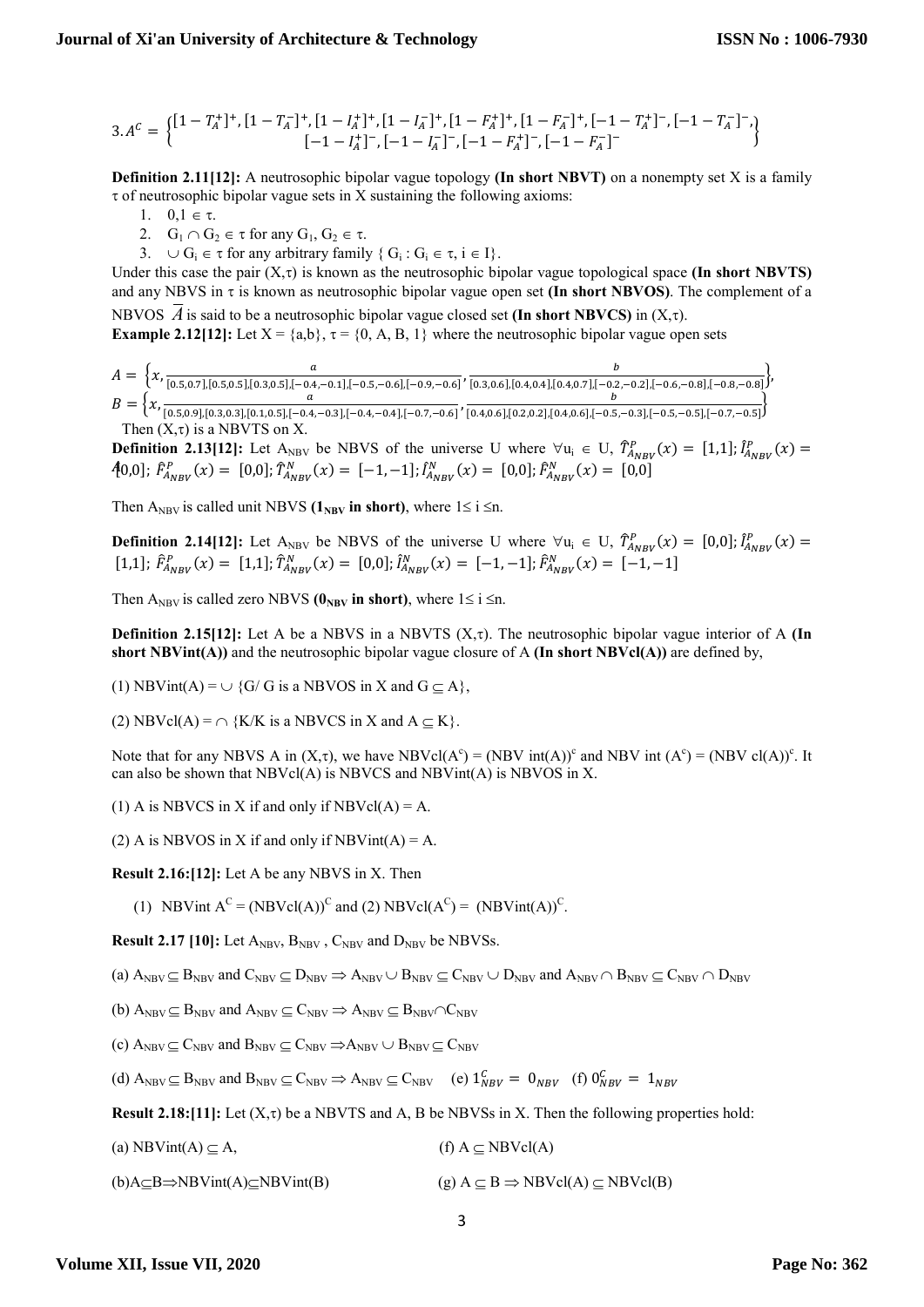$$3.A^C = \left\{ \begin{matrix} [1-T_A^+]^+, [1-T_A^-]^+, [1-I_A^+]^+, [1-I_A^-]^+, [1-F_A^+]^+, [1-F_A^-]^+, [-1-T_A^+]^-, [-1-T_A^-]^-, \\ [-1-I_A^+]^-, [-1-I_A^-]^-, [-1-F_A^+]^-, [-1-F_A^-]^- \end{matrix} \right\}$$

**Definition 2.11[12]:** A neutrosophic bipolar vague topology **(In short NBVT)** on a nonempty set X is a family τ of neutrosophic bipolar vague sets in X sustaining the following axioms:

1. $0,1 \in \tau$.
2. $G_1 \cap G_2 \in \tau$ for any $G_1, G_2 \in \tau$.
3. $\cup G_i \in \tau$ for any arbitrary family $\{ G_i : G_i \in \tau, i \in I\}$.

Under this case the pair (X,τ) is known as the neutrosophic bipolar vague topological space **(In short NBVTS)** and any NBVS in τ is known as neutrosophic bipolar vague open set **(In short NBVOS)**. The complement of a NBVOS $\overline{A}$ is said to be a neutrosophic bipolar vague closed set **(In short NBVCS)** in (X,τ).

**Example 2.12[12]:** Let X = {a,b}, τ = {0, A, B, 1} where the neutrosophic bipolar vague open sets

$$A = \left\{x, \frac{a}{[0.5,0.7],[0.5,0.5],[0.3,0.5],[-0.4,-0.1],[-0.5,-0.6],[-0.9,-0.6]}, \frac{b}{[0.3,0.6],[0.4,0.4],[0.4,0.7],[-0.2,-0.2],[-0.6,-0.8],[-0.8,-0.8]}\right\},$$

$$B = \left\{x, \frac{a}{[0.5,0.9],[0.3,0.3],[0.1,0.5],[-0.4,-0.3],[-0.4,-0.4],[-0.7,-0.6]}, \frac{b}{[0.4,0.6],[0.2,0.2],[0.4,0.6],[-0.5,-0.3],[-0.5,-0.5],[-0.7,-0.5]}\right\}$$

Then (X,τ) is a NBVTS on X.

**Definition 2.13[12]:** Let $A_{NBV}$ be NBVS of the universe U where $\forall u_i \in U$, $\hat{T}^P_{A_{NBV}}(x) = [1,1]$; $\hat{I}^P_{A_{NBV}}(x) = [0,0]$; $\hat{F}^P_{A_{NBV}}(x) = [0,0]$; $\hat{T}^N_{A_{NBV}}(x) = [-1,-1]$; $\hat{I}^N_{A_{NBV}}(x) = [0,0]$; $\hat{F}^N_{A_{NBV}}(x) = [0,0]$

Then $A_{NBV}$ is called unit NBVS **($1_{NBV}$ in short)**, where $1 \le i \le n$.

**Definition 2.14[12]:** Let $A_{NBV}$ be NBVS of the universe U where $\forall u_i \in U$, $\hat{T}^P_{A_{NBV}}(x) = [0,0]$; $\hat{I}^P_{A_{NBV}}(x) = [1,1]$; $\hat{F}^P_{A_{NBV}}(x) = [1,1]$; $\hat{T}^N_{A_{NBV}}(x) = [0,0]$; $\hat{I}^N_{A_{NBV}}(x) = [-1,-1]$; $\hat{F}^N_{A_{NBV}}(x) = [-1,-1]$

Then $A_{NBV}$ is called zero NBVS **($0_{NBV}$ in short)**, where $1 \le i \le n$.

**Definition 2.15[12]:** Let A be a NBVS in a NBVTS (X,τ). The neutrosophic bipolar vague interior of A **(In short NBVint(A))** and the neutrosophic bipolar vague closure of A **(In short NBVcl(A))** are defined by,

(1) NBVint(A) = ∪ {G/ G is a NBVOS in X and G ⊆ A},

(2) NBVcl(A) = ∩ {K/K is a NBVCS in X and A ⊆ K}.

Note that for any NBVS A in (X,τ), we have $NBVcl(A^c) = (NBV\ int(A))^c$ and $NBV\ int(A^c) = (NBV\ cl(A))^c$. It can also be shown that NBVcl(A) is NBVCS and NBVint(A) is NBVOS in X.

(1) A is NBVCS in X if and only if NBVcl(A) = A.

(2) A is NBVOS in X if and only if NBVint(A) = A.

**Result 2.16:[12]:** Let A be any NBVS in X. Then

(1) NBVint $A^C = (NBVcl(A))^C$ and (2) $NBVcl(A^C) = (NBVint(A))^C$.

**Result 2.17 [10]:** Let $A_{NBV}$, $B_{NBV}$, $C_{NBV}$ and $D_{NBV}$ be NBVSs.

(a) $A_{NBV} \subseteq B_{NBV}$ and $C_{NBV} \subseteq D_{NBV} \Rightarrow A_{NBV} \cup B_{NBV} \subseteq C_{NBV} \cup D_{NBV}$ and $A_{NBV} \cap B_{NBV} \subseteq C_{NBV} \cap D_{NBV}$

(b) $A_{NBV} \subseteq B_{NBV}$ and $A_{NBV} \subseteq C_{NBV} \Rightarrow A_{NBV} \subseteq B_{NBV} \cap C_{NBV}$

(c) $A_{NBV} \subseteq C_{NBV}$ and $B_{NBV} \subseteq C_{NBV} \Rightarrow A_{NBV} \cup B_{NBV} \subseteq C_{NBV}$

(d) $A_{NBV} \subseteq B_{NBV}$ and $B_{NBV} \subseteq C_{NBV} \Rightarrow A_{NBV} \subseteq C_{NBV}$ (e) $1^C_{NBV} = 0_{NBV}$ (f) $0^C_{NBV} = 1_{NBV}$

**Result 2.18:[11]:** Let (X,τ) be a NBVTS and A, B be NBVSs in X. Then the following properties hold:

(a) NBVint(A) ⊆ A, (f) A ⊆ NBVcl(A)

(b) A⊆B⇒NBVint(A)⊆NBVint(B) (g) A ⊆ B ⇒ NBVcl(A) ⊆ NBVcl(B)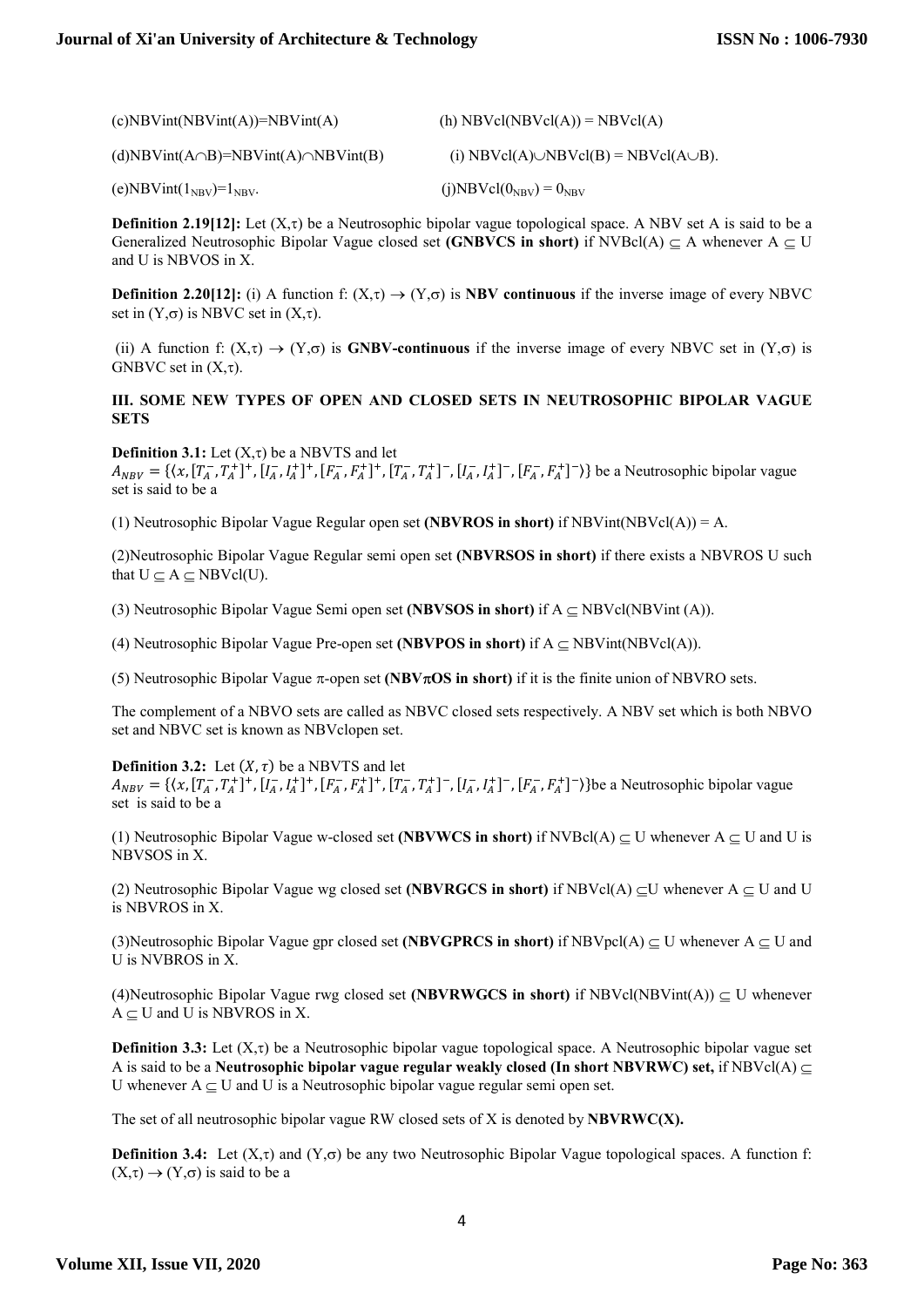(c)NBVint(NBVint(A))=NBVint(A) (h) NBVcl(NBVcl(A)) = NBVcl(A)

(d)NBVint(A∩B)=NBVint(A)∩NBVint(B) (i) NBVcl(A)∪NBVcl(B) = NBVcl(A∪B).

(e)NBVint($1_{NBV}$)=$1_{NBV}$. (j)NBVcl($0_{NBV}$) = $0_{NBV}$

**Definition 2.19[12]:** Let (X,τ) be a Neutrosophic bipolar vague topological space. A NBV set A is said to be a Generalized Neutrosophic Bipolar Vague closed set **(GNBVCS in short)** if NVBcl(A) ⊆ A whenever A ⊆ U and U is NBVOS in X.

**Definition 2.20[12]:** (i) A function f: (X,τ) → (Y,σ) is **NBV continuous** if the inverse image of every NBVC set in (Y,σ) is NBVC set in (X,τ).

(ii) A function f: (X,τ) → (Y,σ) is **GNBV-continuous** if the inverse image of every NBVC set in (Y,σ) is GNBVC set in (X,τ).

## III. SOME NEW TYPES OF OPEN AND CLOSED SETS IN NEUTROSOPHIC BIPOLAR VAGUE SETS

**Definition 3.1:** Let (X,τ) be a NBVTS and let $A_{NBV} = \{\langle x, [T_A^-, T_A^+]^+, [I_A^-, I_A^+]^+, [F_A^-, F_A^+]^+, [T_A^-, T_A^+]^-, [I_A^-, I_A^+]^-, [F_A^-, F_A^+]^- \rangle\}$ be a Neutrosophic bipolar vague set is said to be a

(1) Neutrosophic Bipolar Vague Regular open set **(NBVROS in short)** if NBVint(NBVcl(A)) = A.

(2)Neutrosophic Bipolar Vague Regular semi open set **(NBVRSOS in short)** if there exists a NBVROS U such that U ⊆ A ⊆ NBVcl(U).

(3) Neutrosophic Bipolar Vague Semi open set **(NBVSOS in short)** if A ⊆ NBVcl(NBVint (A)).

(4) Neutrosophic Bipolar Vague Pre-open set **(NBVPOS in short)** if A ⊆ NBVint(NBVcl(A)).

(5) Neutrosophic Bipolar Vague π-open set **(NBVπOS in short)** if it is the finite union of NBVRO sets.

The complement of a NBVO sets are called as NBVC closed sets respectively. A NBV set which is both NBVO set and NBVC set is known as NBVclopen set.

**Definition 3.2:** Let $(X, \tau)$ be a NBVTS and let $A_{NBV} = \{\langle x, [T_A^-, T_A^+]^+, [I_A^-, I_A^+]^+, [F_A^-, F_A^+]^+, [T_A^-, T_A^+]^-, [I_A^-, I_A^+]^-, [F_A^-, F_A^+]^- \rangle\}$be a Neutrosophic bipolar vague set is said to be a

(1) Neutrosophic Bipolar Vague w-closed set **(NBVWCS in short)** if NVBcl(A) ⊆ U whenever A ⊆ U and U is NBVSOS in X.

(2) Neutrosophic Bipolar Vague wg closed set **(NBVRGCS in short)** if NBVcl(A) ⊆U whenever A ⊆ U and U is NBVROS in X.

(3)Neutrosophic Bipolar Vague gpr closed set **(NBVGPRCS in short)** if NBVpcl(A) ⊆ U whenever A ⊆ U and U is NVBROS in X.

(4)Neutrosophic Bipolar Vague rwg closed set **(NBVRWGCS in short)** if NBVcl(NBVint(A)) ⊆ U whenever A ⊆ U and U is NBVROS in X.

**Definition 3.3:** Let (X,τ) be a Neutrosophic bipolar vague topological space. A Neutrosophic bipolar vague set A is said to be a **Neutrosophic bipolar vague regular weakly closed (In short NBVRWC) set,** if NBVcl(A) ⊆ U whenever A ⊆ U and U is a Neutrosophic bipolar vague regular semi open set.

The set of all neutrosophic bipolar vague RW closed sets of X is denoted by **NBVRWC(X).**

**Definition 3.4:** Let (X,τ) and (Y,σ) be any two Neutrosophic Bipolar Vague topological spaces. A function f: (X,τ) → (Y,σ) is said to be a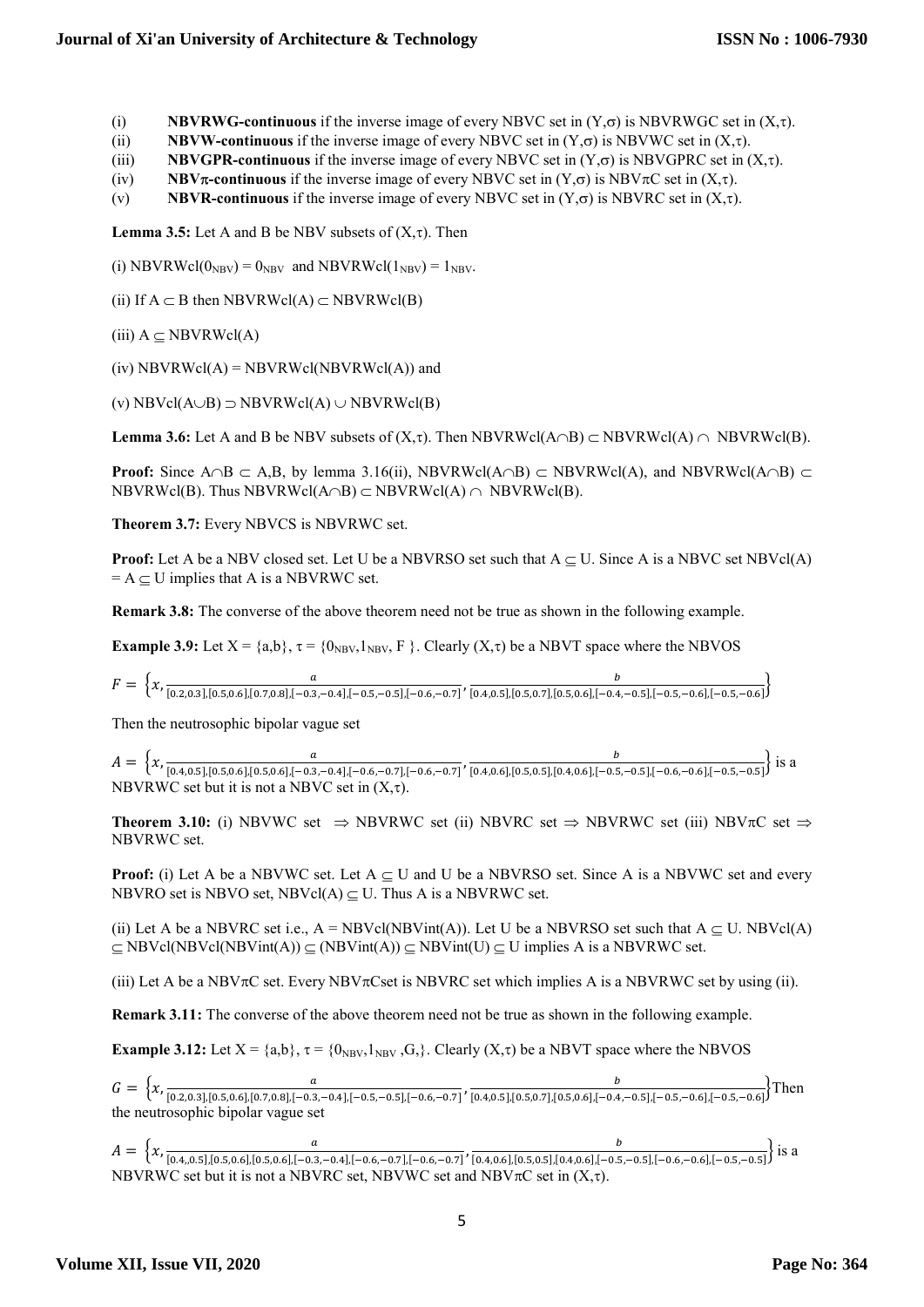(i) **NBVRWG-continuous** if the inverse image of every NBVC set in $(Y,\sigma)$ is NBVRWGC set in $(X,\tau)$.

(ii) **NBVW-continuous** if the inverse image of every NBVC set in $(Y,\sigma)$ is NBVWC set in $(X,\tau)$.

(iii) **NBVGPR-continuous** if the inverse image of every NBVC set in $(Y,\sigma)$ is NBVGPRC set in $(X,\tau)$.

(iv) **NBV$\pi$-continuous** if the inverse image of every NBVC set in $(Y,\sigma)$ is NBV$\pi$C set in $(X,\tau)$.

(v) **NBVR-continuous** if the inverse image of every NBVC set in $(Y,\sigma)$ is NBVRC set in $(X,\tau)$.

**Lemma 3.5:** Let A and B be NBV subsets of $(X,\tau)$. Then

(i) $NBVRWcl(0_{NBV}) = 0_{NBV}$ and $NBVRWcl(1_{NBV}) = 1_{NBV}$.

(ii) If $A \subset B$ then $NBVRWcl(A) \subset NBVRWcl(B)$

(iii) $A \subseteq NBVRWcl(A)$

(iv) $NBVRWcl(A) = NBVRWcl(NBVRWcl(A))$ and

(v) $NBVcl(A \cup B) \supset NBVRWcl(A) \cup NBVRWcl(B)$

**Lemma 3.6:** Let A and B be NBV subsets of $(X,\tau)$. Then $NBVRWcl(A \cap B) \subset NBVRWcl(A) \cap NBVRWcl(B)$.

**Proof:** Since $A \cap B \subset A,B$, by lemma 3.16(ii), $NBVRWcl(A \cap B) \subset NBVRWcl(A)$, and $NBVRWcl(A \cap B) \subset NBVRWcl(B)$. Thus $NBVRWcl(A \cap B) \subset NBVRWcl(A) \cap NBVRWcl(B)$.

**Theorem 3.7:** Every NBVCS is NBVRWC set.

**Proof:** Let A be a NBV closed set. Let U be a NBVRSO set such that $A \subseteq U$. Since A is a NBVC set $NBVcl(A) = A \subseteq U$ implies that A is a NBVRWC set.

**Remark 3.8:** The converse of the above theorem need not be true as shown in the following example.

**Example 3.9:** Let $X = \{a,b\}$, $\tau = \{0_{NBV}, 1_{NBV}, F\}$. Clearly $(X,\tau)$ be a NBVT space where the NBVOS

$$F = \left\{x, \frac{a}{[0.2,0.3],[0.5,0.6],[0.7,0.8],[-0.3,-0.4],[-0.5,-0.5],[-0.6,-0.7]}, \frac{b}{[0.4,0.5],[0.5,0.7],[0.5,0.6],[-0.4,-0.5],[-0.5,-0.6],[-0.5,-0.6]}\right\}$$

Then the neutrosophic bipolar vague set

$$A = \left\{x, \frac{a}{[0.4,0.5],[0.5,0.6],[0.5,0.6],[-0.3,-0.4],[-0.6,-0.7],[-0.6,-0.7]}, \frac{b}{[0.4,0.6],[0.5,0.5],[0.4,0.6],[-0.5,-0.5],[-0.6,-0.6],[-0.5,-0.5]}\right\}$$ is a NBVRWC set but it is not a NBVC set in $(X,\tau)$.

**Theorem 3.10:** (i) NBVWC set $\Rightarrow$ NBVRWC set (ii) NBVRC set $\Rightarrow$ NBVRWC set (iii) NBV$\pi$C set $\Rightarrow$ NBVRWC set.

**Proof:** (i) Let A be a NBVWC set. Let $A \subseteq U$ and U be a NBVRSO set. Since A is a NBVWC set and every NBVRO set is NBVO set, $NBVcl(A) \subseteq U$. Thus A is a NBVRWC set.

(ii) Let A be a NBVRC set i.e., $A = NBVcl(NBVint(A))$. Let U be a NBVRSO set such that $A \subseteq U$. $NBVcl(A) \subseteq NBVcl(NBVcl(NBVint(A)) \subseteq (NBVint(A)) \subseteq NBVint(U) \subseteq U$ implies A is a NBVRWC set.

(iii) Let A be a NBV$\pi$C set. Every NBV$\pi$Cset is NBVRC set which implies A is a NBVRWC set by using (ii).

**Remark 3.11:** The converse of the above theorem need not be true as shown in the following example.

**Example 3.12:** Let $X = \{a,b\}$, $\tau = \{0_{NBV}, 1_{NBV}, G,\}$. Clearly $(X,\tau)$ be a NBVT space where the NBVOS

$$G = \left\{x, \frac{a}{[0.2,0.3],[0.5,0.6],[0.7,0.8],[-0.3,-0.4],[-0.5,-0.5],[-0.6,-0.7]}, \frac{b}{[0.4,0.5],[0.5,0.7],[0.5,0.6],[-0.4,-0.5],[-0.5,-0.6],[-0.5,-0.6]}\right\}$$ Then the neutrosophic bipolar vague set

$$A = \left\{x, \frac{a}{[0.4,,0.5],[0.5,0.6],[0.5,0.6],[-0.3,-0.4],[-0.6,-0.7],[-0.6,-0.7]}, \frac{b}{[0.4,0.6],[0.5,0.5],[0.4,0.6],[-0.5,-0.5],[-0.6,-0.6],[-0.5,-0.5]}\right\}$$ is a NBVRWC set but it is not a NBVRC set, NBVWC set and NBV$\pi$C set in $(X,\tau)$.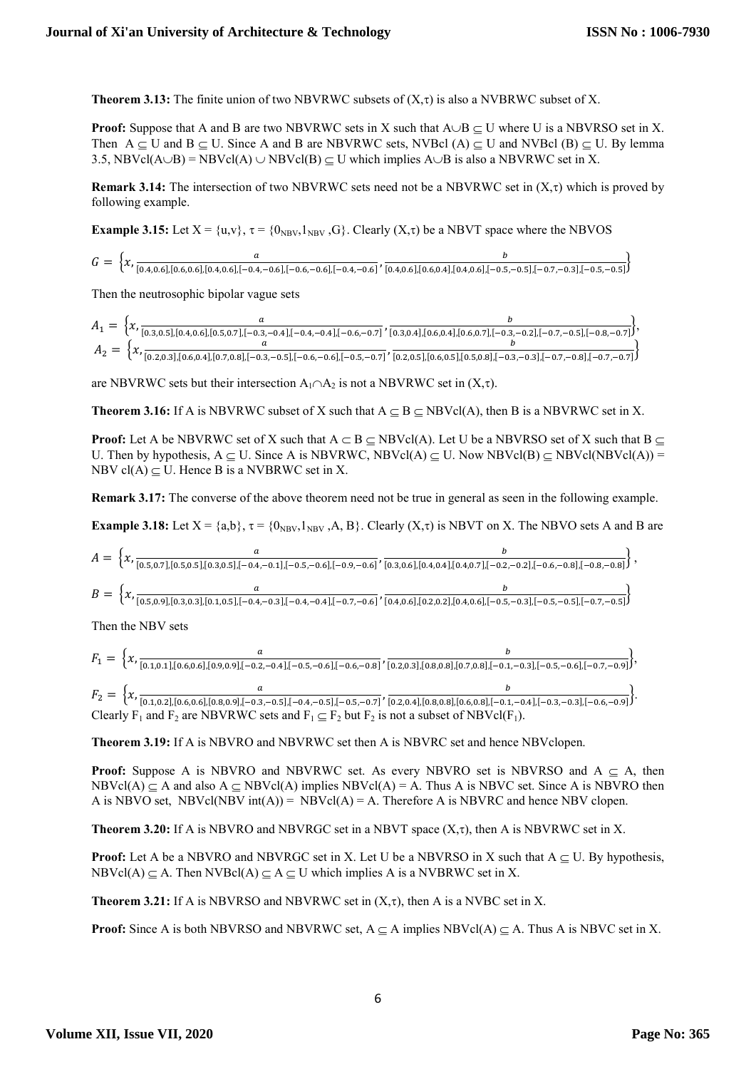**Theorem 3.13:** The finite union of two NBVRWC subsets of $(X,\tau)$ is also a NVBRWC subset of X.

**Proof:** Suppose that A and B are two NBVRWC sets in X such that $A\cup B \subseteq U$ where U is a NBVRSO set in X. Then $A \subseteq U$ and $B \subseteq U$. Since A and B are NBVRWC sets, NVBcl $(A) \subseteq U$ and NVBcl $(B) \subseteq U$. By lemma 3.5, NBVcl$(A\cup B)$ = NBVcl$(A) \cup$ NBVcl$(B) \subseteq U$ which implies $A\cup B$ is also a NBVRWC set in X.

**Remark 3.14:** The intersection of two NBVRWC sets need not be a NBVRWC set in $(X,\tau)$ which is proved by following example.

**Example 3.15:** Let $X = \{u,v\}$, $\tau = \{0_{NBV}, 1_{NBV}, G\}$. Clearly $(X,\tau)$ be a NBVT space where the NBVOS

$$G = \left\{x, \frac{a}{[0.4,0.6],[0.6,0.6],[0.4,0.6],[-0.4,-0.6],[-0.6,-0.6],[-0.4,-0.6]}, \frac{b}{[0.4,0.6],[0.6,0.4],[0.4,0.6],[-0.5,-0.5],[-0.7,-0.3],[-0.5,-0.5]}\right\}$$

Then the neutrosophic bipolar vague sets

$$A_1 = \left\{x, \frac{a}{[0.3,0.5],[0.4,0.6],[0.5,0.7],[-0.3,-0.4],[-0.4,-0.4],[-0.6,-0.7]}, \frac{b}{[0.3,0.4],[0.6,0.4],[0.6,0.7],[-0.3,-0.2],[-0.7,-0.5],[-0.8,-0.7]}\right\},$$

$$A_2 = \left\{x, \frac{a}{[0.2,0.3],[0.6,0.4],[0.7,0.8],[-0.3,-0.5],[-0.6,-0.6],[-0.5,-0.7]}, \frac{b}{[0.2,0.5],[0.6,0.5],[0.5,0.8],[-0.3,-0.3],[-0.7,-0.8],[-0.7,-0.7]}\right\}$$

are NBVRWC sets but their intersection $A_1\cap A_2$ is not a NBVRWC set in $(X,\tau)$.

**Theorem 3.16:** If A is NBVRWC subset of X such that $A \subseteq B \subseteq$ NBVcl$(A)$, then B is a NBVRWC set in X.

**Proof:** Let A be NBVRWC set of X such that $A \subset B \subseteq$ NBVcl$(A)$. Let U be a NBVRSO set of X such that $B \subseteq U$. Then by hypothesis, $A \subseteq U$. Since A is NBVRWC, NBVcl$(A) \subseteq U$. Now NBVcl$(B) \subseteq$ NBVcl(NBVcl$(A)$) = NBV cl$(A) \subseteq U$. Hence B is a NVBRWC set in X.

**Remark 3.17:** The converse of the above theorem need not be true in general as seen in the following example.

**Example 3.18:** Let $X = \{a,b\}$, $\tau = \{0_{NBV}, 1_{NBV}, A, B\}$. Clearly $(X,\tau)$ is NBVT on X. The NBVO sets A and B are

$$A = \left\{x, \frac{a}{[0.5,0.7],[0.5,0.5],[0.3,0.5],[-0.4,-0.1],[-0.5,-0.6],[-0.9,-0.6]}, \frac{b}{[0.3,0.6],[0.4,0.4],[0.4,0.7],[-0.2,-0.2],[-0.6,-0.8],[-0.8,-0.8]}\right\},$$

$$B = \left\{x, \frac{a}{[0.5,0.9],[0.3,0.3],[0.1,0.5],[-0.4,-0.3],[-0.4,-0.4],[-0.7,-0.6]}, \frac{b}{[0.4,0.6],[0.2,0.2],[0.4,0.6],[-0.5,-0.3],[-0.5,-0.5],[-0.7,-0.5]}\right\}$$

Then the NBV sets

$$F_1 = \left\{x, \frac{a}{[0.1,0.1],[0.6,0.6],[0.9,0.9],[-0.2,-0.4],[-0.5,-0.6],[-0.6,-0.8]}, \frac{b}{[0.2,0.3],[0.8,0.8],[0.7,0.8],[-0.1,-0.3],[-0.5,-0.6],[-0.7,-0.9]}\right\},$$

$$F_2 = \left\{x, \frac{a}{[0.1,0.2],[0.6,0.6],[0.8,0.9],[-0.3,-0.5],[-0.4,-0.5],[-0.5,-0.7]}, \frac{b}{[0.2,0.4],[0.8,0.8],[0.6,0.8],[-0.1,-0.4],[-0.3,-0.3],[-0.6,-0.9]}\right\}.$$

Clearly $F_1$ and $F_2$ are NBVRWC sets and $F_1 \subseteq F_2$ but $F_2$ is not a subset of NBVcl$(F_1)$.

**Theorem 3.19:** If A is NBVRO and NBVRWC set then A is NBVRC set and hence NBVclopen.

**Proof:** Suppose A is NBVRO and NBVRWC set. As every NBVRO set is NBVRSO and $A \subseteq A$, then NBVcl$(A) \subseteq A$ and also $A \subseteq$ NBVcl$(A)$ implies NBVcl$(A) = A$. Thus A is NBVC set. Since A is NBVRO then A is NBVO set, NBVcl(NBV int$(A)$) = NBVcl$(A) = A$. Therefore A is NBVRC and hence NBV clopen.

**Theorem 3.20:** If A is NBVRO and NBVRGC set in a NBVT space $(X,\tau)$, then A is NBVRWC set in X.

**Proof:** Let A be a NBVRO and NBVRGC set in X. Let U be a NBVRSO in X such that $A \subseteq U$. By hypothesis, NBVcl$(A) \subseteq A$. Then NVBcl$(A) \subseteq A \subseteq U$ which implies A is a NVBRWC set in X.

**Theorem 3.21:** If A is NBVRSO and NBVRWC set in $(X,\tau)$, then A is a NVBC set in X.

**Proof:** Since A is both NBVRSO and NBVRWC set, $A \subseteq A$ implies NBVcl$(A) \subseteq A$. Thus A is NBVC set in X.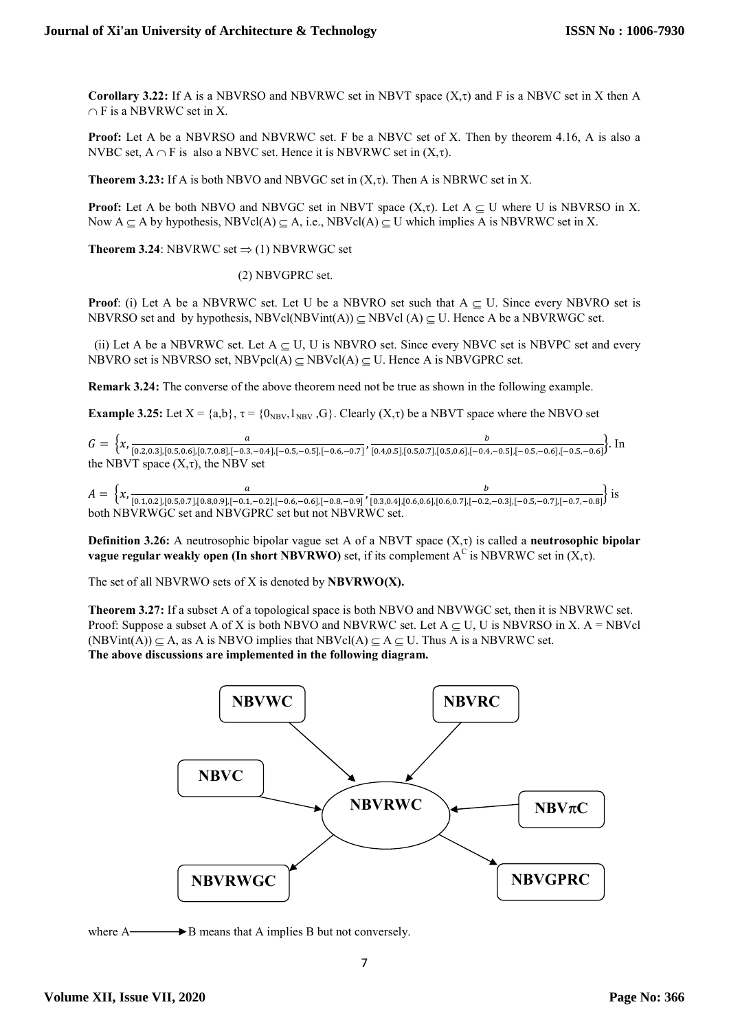**Corollary 3.22:** If A is a NBVRSO and NBVRWC set in NBVT space $(X,\tau)$ and F is a NBVC set in X then A $\cap$ F is a NBVRWC set in X.

**Proof:** Let A be a NBVRSO and NBVRWC set. F be a NBVC set of X. Then by theorem 4.16, A is also a NVBC set, A $\cap$ F is also a NBVC set. Hence it is NBVRWC set in $(X,\tau)$.

**Theorem 3.23:** If A is both NBVO and NBVGC set in $(X,\tau)$. Then A is NBRWC set in X.

**Proof:** Let A be both NBVO and NBVGC set in NBVT space $(X,\tau)$. Let A $\subseteq$ U where U is NBVRSO in X. Now A $\subseteq$ A by hypothesis, NBVcl(A) $\subseteq$ A, i.e., NBVcl(A) $\subseteq$ U which implies A is NBVRWC set in X.

**Theorem 3.24**: NBVRWC set $\Rightarrow$ (1) NBVRWGC set

(2) NBVGPRC set.

**Proof**: (i) Let A be a NBVRWC set. Let U be a NBVRO set such that A $\subseteq$ U. Since every NBVRO set is NBVRSO set and by hypothesis, NBVcl(NBVint(A)) $\subseteq$ NBVcl (A) $\subseteq$ U. Hence A be a NBVRWGC set.

(ii) Let A be a NBVRWC set. Let A $\subseteq$ U, U is NBVRO set. Since every NBVC set is NBVPC set and every NBVRO set is NBVRSO set, NBVpcl(A) $\subseteq$ NBVcl(A) $\subseteq$ U. Hence A is NBVGPRC set.

**Remark 3.24:** The converse of the above theorem need not be true as shown in the following example.

**Example 3.25:** Let X = {a,b}, $\tau = \{0_{NBV}, 1_{NBV}, G\}$. Clearly $(X,\tau)$ be a NBVT space where the NBVO set

$G = \left\{x, \frac{a}{[0.2,0.3],[0.5,0.6],[0.7,0.8],[-0.3,-0.4],[-0.5,-0.5],[-0.6,-0.7]}, \frac{b}{[0.4,0.5],[0.5,0.7],[0.5,0.6],[-0.4,-0.5],[-0.5,-0.6],[-0.5,-0.6]}\right\}$. In the NBVT space $(X,\tau)$, the NBV set

$A = \left\{x, \frac{a}{[0.1,0.2],[0.5,0.7],[0.8,0.9],[-0.1,-0.2],[-0.6,-0.6],[-0.8,-0.9]}, \frac{b}{[0.3,0.4],[0.6,0.6],[0.6,0.7],[-0.2,-0.3],[-0.5,-0.7],[-0.7,-0.8]}\right\}$ is both NBVRWGC set and NBVGPRC set but not NBVRWC set.

**Definition 3.26:** A neutrosophic bipolar vague set A of a NBVT space $(X,\tau)$ is called a **neutrosophic bipolar vague regular weakly open (In short NBVRWO)** set, if its complement $A^C$ is NBVRWC set in $(X,\tau)$.

The set of all NBVRWO sets of X is denoted by **NBVRWO(X).**

**Theorem 3.27:** If a subset A of a topological space is both NBVO and NBVWGC set, then it is NBVRWC set. Proof: Suppose a subset A of X is both NBVO and NBVRWC set. Let A $\subseteq$ U, U is NBVRSO in X. A = NBVcl (NBVint(A)) $\subseteq$ A, as A is NBVO implies that NBVcl(A) $\subseteq$ A $\subseteq$ U. Thus A is a NBVRWC set.

**The above discussions are implemented in the following diagram.**

NBVWC → NBVRWC; NBVRC → NBVRWC; NBVC → NBVRWC; NBV$\pi$C → NBVRWC; NBVRWC → NBVRWGC; NBVRWC → NBVGPRC

where A ⟶ B means that A implies B but not conversely.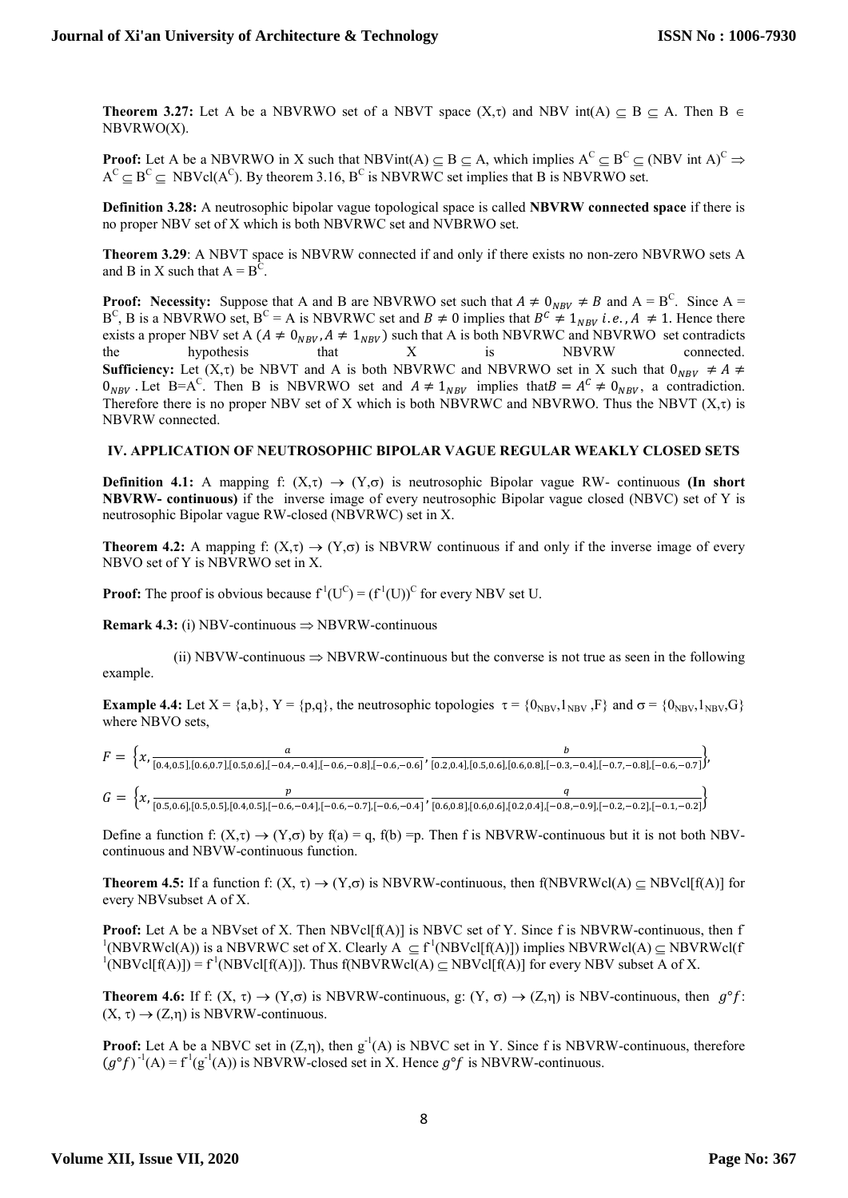**Theorem 3.27:** Let A be a NBVRWO set of a NBVT space (X,τ) and NBV int(A) ⊆ B ⊆ A. Then B ∈ NBVRWO(X).

**Proof:** Let A be a NBVRWO in X such that NBVint(A) ⊆ B ⊆ A, which implies $A^C \subseteq B^C \subseteq (\text{NBV int } A)^C \Rightarrow A^C \subseteq B^C \subseteq \text{NBVcl}(A^C)$. By theorem 3.16, $B^C$ is NBVRWC set implies that B is NBVRWO set.

**Definition 3.28:** A neutrosophic bipolar vague topological space is called **NBVRW connected space** if there is no proper NBV set of X which is both NBVRWC set and NVBRWO set.

**Theorem 3.29**: A NBVT space is NBVRW connected if and only if there exists no non-zero NBVRWO sets A and B in X such that $A = B^C$.

**Proof: Necessity:** Suppose that A and B are NBVRWO set such that $A \neq 0_{NBV} \neq B$ and $A = B^C$. Since $A = B^C$, B is a NBVRWO set, $B^C = A$ is NBVRWC set and $B \neq 0$ implies that $B^C \neq 1_{NBV}$ *i.e.*, $A \neq 1$. Hence there exists a proper NBV set A ($A \neq 0_{NBV}, A \neq 1_{NBV}$) such that A is both NBVRWC and NBVRWO set contradicts the hypothesis that X is NBVRW connected.
**Sufficiency:** Let (X,τ) be NBVT and A is both NBVRWC and NBVRWO set in X such that $0_{NBV} \neq A \neq 0_{NBV}$. Let $B=A^C$. Then B is NBVRWO set and $A \neq 1_{NBV}$ implies that $B = A^C \neq 0_{NBV}$, a contradiction. Therefore there is no proper NBV set of X which is both NBVRWC and NBVRWO. Thus the NBVT (X,τ) is NBVRW connected.

## IV. APPLICATION OF NEUTROSOPHIC BIPOLAR VAGUE REGULAR WEAKLY CLOSED SETS

**Definition 4.1:** A mapping f: (X,τ) → (Y,σ) is neutrosophic Bipolar vague RW- continuous **(In short NBVRW- continuous)** if the inverse image of every neutrosophic Bipolar vague closed (NBVC) set of Y is neutrosophic Bipolar vague RW-closed (NBVRWC) set in X.

**Theorem 4.2:** A mapping f: (X,τ) → (Y,σ) is NBVRW continuous if and only if the inverse image of every NBVO set of Y is NBVRWO set in X.

**Proof:** The proof is obvious because $f^{-1}(U^C) = (f^{-1}(U))^C$ for every NBV set U.

**Remark 4.3:** (i) NBV-continuous ⇒ NBVRW-continuous

(ii) NBVW-continuous ⇒ NBVRW-continuous but the converse is not true as seen in the following example.

**Example 4.4:** Let X = {a,b}, Y = {p,q}, the neutrosophic topologies $\tau = \{0_{NBV}, 1_{NBV}, F\}$ and $\sigma = \{0_{NBV}, 1_{NBV}, G\}$ where NBVO sets,

$$F = \left\{x, \frac{a}{[0.4,0.5],[0.6,0.7],[0.5,0.6],[-0.4,-0.4],[-0.6,-0.8],[-0.6,-0.6]}, \frac{b}{[0.2,0.4],[0.5,0.6],[0.6,0.8],[-0.3,-0.4],[-0.7,-0.8],[-0.6,-0.7]}\right\},$$

$$G = \left\{x, \frac{p}{[0.5,0.6],[0.5,0.5],[0.4,0.5],[-0.6,-0.4],[-0.6,-0.7],[-0.6,-0.4]}, \frac{q}{[0.6,0.8],[0.6,0.6],[0.2,0.4],[-0.8,-0.9],[-0.2,-0.2],[-0.1,-0.2]}\right\}$$

Define a function f: (X,τ) → (Y,σ) by f(a) = q, f(b) =p. Then f is NBVRW-continuous but it is not both NBV-continuous and NBVW-continuous function.

**Theorem 4.5:** If a function f: (X, τ) → (Y,σ) is NBVRW-continuous, then f(NBVRWcl(A) ⊆ NBVcl[f(A)] for every NBVsubset A of X.

**Proof:** Let A be a NBVset of X. Then NBVcl[f(A)] is NBVC set of Y. Since f is NBVRW-continuous, then $f^{-1}$(NBVRWcl(A)) is a NBVRWC set of X. Clearly A ⊆ $f^{-1}$(NBVcl[f(A)]) implies NBVRWcl(A) ⊆ NBVRWcl($f^{-1}$(NBVcl[f(A)]) = $f^{-1}$(NBVcl[f(A)]). Thus f(NBVRWcl(A) ⊆ NBVcl[f(A)] for every NBV subset A of X.

**Theorem 4.6:** If f: (X, τ) → (Y,σ) is NBVRW-continuous, g: (Y, σ) → (Z,η) is NBV-continuous, then $g \circ f$: (X, τ) → (Z,η) is NBVRW-continuous.

**Proof:** Let A be a NBVC set in (Z,η), then $g^{-1}(A)$ is NBVC set in Y. Since f is NBVRW-continuous, therefore $(g \circ f)^{-1}(A) = f^{-1}(g^{-1}(A))$ is NBVRW-closed set in X. Hence $g \circ f$ is NBVRW-continuous.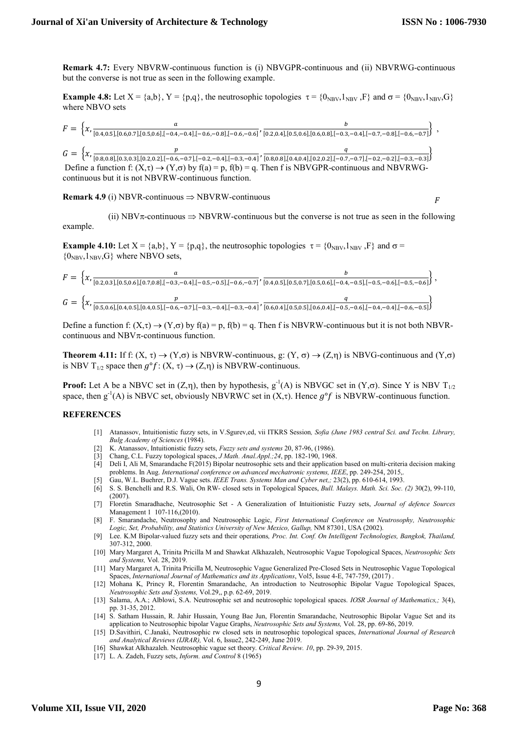**Remark 4.7:** Every NBVRW-continuous function is (i) NBVGPR-continuous and (ii) NBVRWG-continuous but the converse is not true as seen in the following example.

**Example 4.8:** Let X = {a,b}, Y = {p,q}, the neutrosophic topologies $\tau = \{0_{NBV}, 1_{NBV}, F\}$ and $\sigma = \{0_{NBV}, 1_{NBV}, G\}$ where NBVO sets

$$F = \left\{x, \frac{a}{[0.4,0.5],[0.6,0.7],[0.5,0.6],[-0.4,-0.4],[-0.6,-0.8],[-0.6,-0.6]}, \frac{b}{[0.2,0.4],[0.5,0.6],[0.6,0.8],[-0.3,-0.4],[-0.7,-0.8],[-0.6,-0.7]}\right\},$$

$$G = \left\{x, \frac{p}{[0.8,0.8],[0.3,0.3],[0.2,0.2],[-0.6,-0.7],[-0.2,-0.4],[-0.3,-0.4]}, \frac{q}{[0.8,0.8],[0.4,0.4],[0.2,0.2],[-0.7,-0.7],[-0.2,-0.2],[-0.3,-0.3]}\right\}$$

Define a function f: $(X,\tau) \to (Y,\sigma)$ by f(a) = p, f(b) = q. Then f is NBVGPR-continuous and NBVRWG-continuous but it is not NBVRW-continuous function.

**Remark 4.9** (i) NBVR-continuous $\Rightarrow$ NBVRW-continuous

(ii) NBV$\pi$-continuous $\Rightarrow$ NBVRW-continuous but the converse is not true as seen in the following example.

**Example 4.10:** Let X = {a,b}, Y = {p,q}, the neutrosophic topologies $\tau = \{0_{NBV}, 1_{NBV}, F\}$ and $\sigma = \{0_{NBV}, 1_{NBV}, G\}$ where NBVO sets,

$$F = \left\{x, \frac{a}{[0.2,0.3],[0.5,0.6],[0.7,0.8],[-0.3,-0.4],[-0.5,-0.5],[-0.6,-0.7]}, \frac{b}{[0.4,0.5],[0.5,0.7],[0.5,0.6],[-0.4,-0.5],[-0.5,-0.6],[-0.5,-0.6]}\right\},$$

$$G = \left\{x, \frac{p}{[0.5,0.6],[0.4,0.5],[0.4,0.5],[-0.6,-0.7],[-0.3,-0.4],[-0.3,-0.4]}, \frac{q}{[0.6,0.4],[0.5,0.5],[0.6,0.4],[-0.5,-0.6],[-0.4,-0.4],[-0.6,-0.5]}\right\}$$

Define a function f: $(X,\tau) \to (Y,\sigma)$ by f(a) = p, f(b) = q. Then f is NBVRW-continuous but it is not both NBVR-continuous and NBV$\pi$-continuous function.

**Theorem 4.11:** If f: $(X, \tau) \to (Y,\sigma)$ is NBVRW-continuous, g: $(Y, \sigma) \to (Z,\eta)$ is NBVG-continuous and $(Y,\sigma)$ is NBV $T_{1/2}$ space then $g \circ f$: $(X, \tau) \to (Z,\eta)$ is NBVRW-continuous.

**Proof:** Let A be a NBVC set in $(Z,\eta)$, then by hypothesis, $g^{-1}(A)$ is NBVGC set in $(Y,\sigma)$. Since Y is NBV $T_{1/2}$ space, then $g^{-1}(A)$ is NBVC set, obviously NBVRWC set in $(X,\tau)$. Hence $g \circ f$ is NBVRW-continuous function.

## REFERENCES

[1] Atanassov, Intuitionistic fuzzy sets, in V.Sgurev,ed, vii ITKRS Session*, Sofia (June 1983 central Sci. and Techn. Library, Bulg Academy of Sciences* (1984).

[2] K. Atanassov, Intuitionistic fuzzy sets, *Fuzzy sets and systems* 20, 87-96, (1986).

[3] Chang, C.L. Fuzzy topological spaces, *J Math. Anal.Appl.;24*, pp. 182-190, 1968.

[4] Deli I, Ali M, Smarandache F(2015) Bipolar neutrosophic sets and their application based on multi-criteria decision making problems. In Aug. *International conference on advanced mechatronic systems, IEEE*, pp. 249-254, 2015,.

[5] Gau, W.L. Buehrer, D.J. Vague sets. *IEEE Trans. Systems Man and Cyber net,;* 23(2), pp. 610-614, 1993.

[6] S. S. Benchelli and R.S. Wali, On RW- closed sets in Topological Spaces, *Bull. Malays. Math. Sci. Soc. (2)* 30(2), 99-110, (2007).

[7] Floretin Smaradhache, Neutrosophic Set - A Generalization of Intuitionistic Fuzzy sets, *Journal of defence Sources* Management 1 107-116,(2010).

[8] F. Smarandache, Neutrosophy and Neutrosophic Logic, *First International Conference on Neutrosophy, Neutrosophic Logic, Set, Probability, and Statistics University of New Mexico, Gallup,* NM 87301, USA (2002).

[9] Lee. K.M Bipolar-valued fuzzy sets and their operations*, Proc. Int. Conf. On Intelligent Technologies, Bangkok, Thailand,* 307-312, 2000.

[10] Mary Margaret A, Trinita Pricilla M and Shawkat Alkhazaleh, Neutrosophic Vague Topological Spaces, *Neutrosophic Sets and Systems,* Vol. 28, 2019.

[11] Mary Margaret A, Trinita Pricilla M, Neutrosophic Vague Generalized Pre-Closed Sets in Neutrosophic Vague Topological Spaces, *International Journal of Mathematics and its Applications*, Vol5, Issue 4-E, 747-759, (2017) .

[12] Mohana K, Princy R, Florentin Smarandache, An introduction to Neutrosophic Bipolar Vague Topological Spaces, *Neutrosophic Sets and Systems,* Vol.29,, p.p. 62-69, 2019.

[13] Salama, A.A.; Alblowi, S.A. Neutrosophic set and neutrosophic topological spaces. *IOSR Journal of Mathematics,;* 3(4), pp. 31-35, 2012.

[14] S. Satham Hussain, R. Jahir Hussain, Young Bae Jun, Florentin Smarandache, Neutrosophic Bipolar Vague Set and its application to Neutrosophic bipolar Vague Graphs, *Neutrosophic Sets and Systems,* Vol. 28, pp. 69-86, 2019.

[15] D.Savithiri, C.Janaki, Neutrosophic rw closed sets in neutrosophic topological spaces, *International Journal of Research and Analytical Reviews (IJRAR),* Vol. 6, Issue2, 242-249, June 2019.

[16] Shawkat Alkhazaleh. Neutrosophic vague set theory. *Critical Review. 10*, pp. 29-39, 2015.

[17] L. A. Zadeh, Fuzzy sets, *Inform. and Control* 8 (1965)